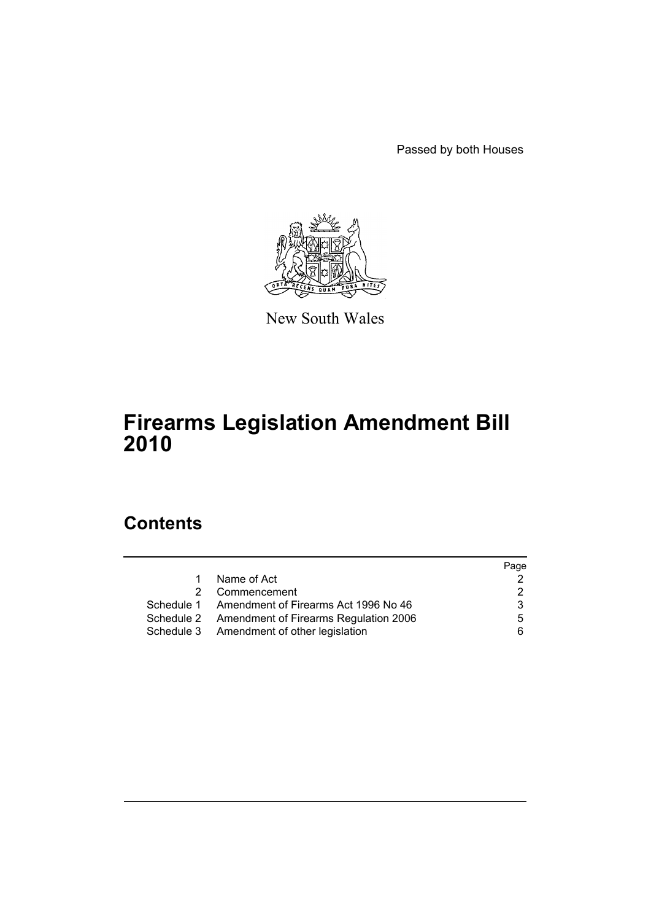Passed by both Houses

New South Wales

# Firearms Legislation Amendment Bill 2010

## Contents

| | | Page |
|---|---|---|
| 1 | Name of Act | 2 |
| 2 | Commencement | 2 |
| Schedule 1 | Amendment of Firearms Act 1996 No 46 | 3 |
| Schedule 2 | Amendment of Firearms Regulation 2006 | 5 |
| Schedule 3 | Amendment of other legislation | 6 |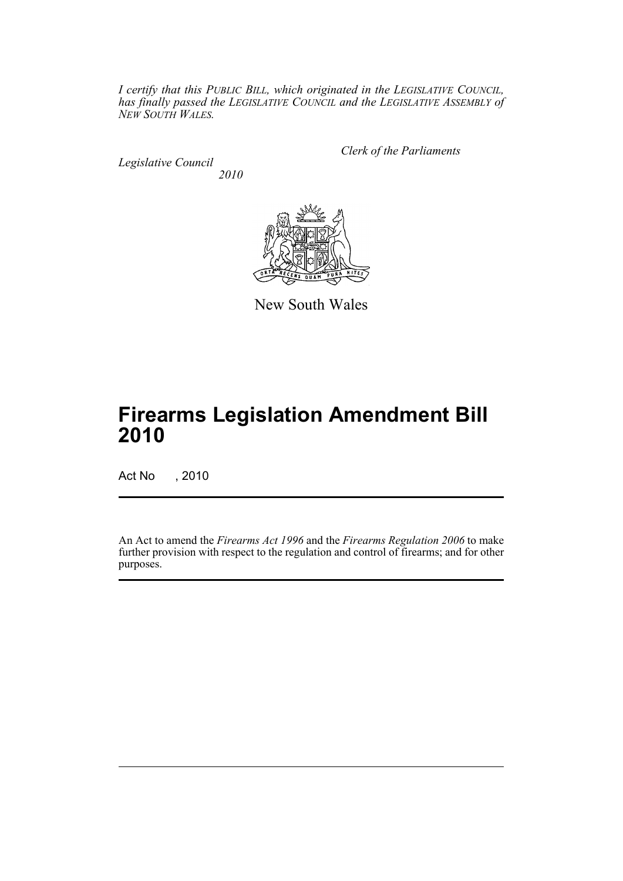*I certify that this PUBLIC BILL, which originated in the LEGISLATIVE COUNCIL, has finally passed the LEGISLATIVE COUNCIL and the LEGISLATIVE ASSEMBLY of NEW SOUTH WALES.*

*Clerk of the Parliaments*

*Legislative Council*

*2010*

New South Wales

# Firearms Legislation Amendment Bill 2010

Act No , 2010

An Act to amend the *Firearms Act 1996* and the *Firearms Regulation 2006* to make further provision with respect to the regulation and control of firearms; and for other purposes.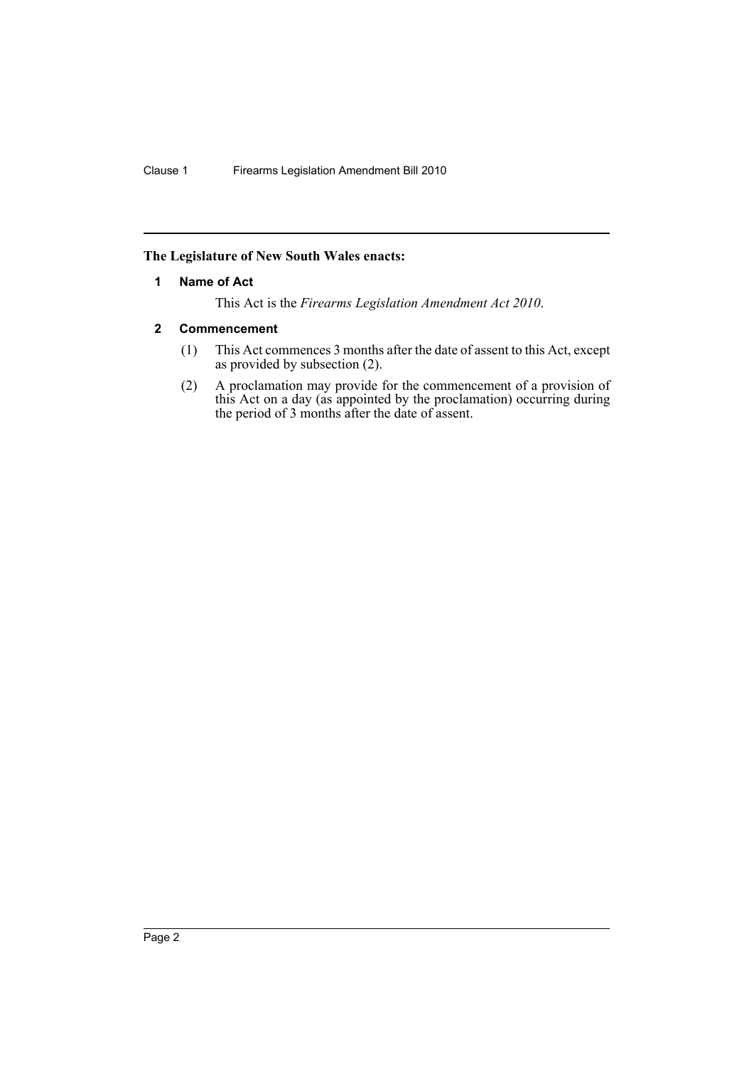**The Legislature of New South Wales enacts:**

### 1 Name of Act

This Act is the *Firearms Legislation Amendment Act 2010*.

### 2 Commencement

(1) This Act commences 3 months after the date of assent to this Act, except as provided by subsection (2).

(2) A proclamation may provide for the commencement of a provision of this Act on a day (as appointed by the proclamation) occurring during the period of 3 months after the date of assent.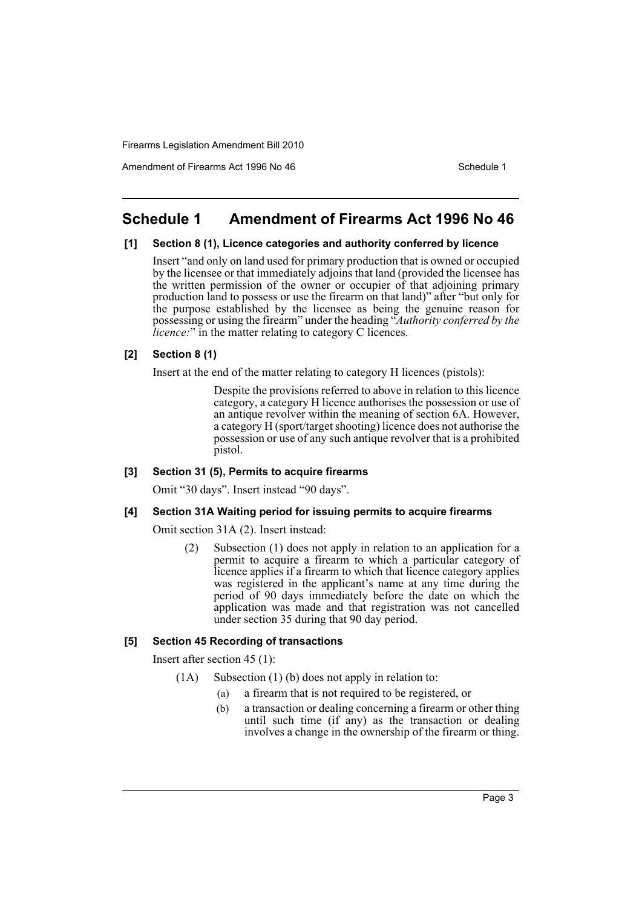# Schedule 1 Amendment of Firearms Act 1996 No 46

### [1] Section 8 (1), Licence categories and authority conferred by licence

Insert "and only on land used for primary production that is owned or occupied by the licensee or that immediately adjoins that land (provided the licensee has the written permission of the owner or occupier of that adjoining primary production land to possess or use the firearm on that land)" after "but only for the purpose established by the licensee as being the genuine reason for possessing or using the firearm" under the heading "*Authority conferred by the licence:*" in the matter relating to category C licences.

### [2] Section 8 (1)

Insert at the end of the matter relating to category H licences (pistols):

> Despite the provisions referred to above in relation to this licence category, a category H licence authorises the possession or use of an antique revolver within the meaning of section 6A. However, a category H (sport/target shooting) licence does not authorise the possession or use of any such antique revolver that is a prohibited pistol.

### [3] Section 31 (5), Permits to acquire firearms

Omit "30 days". Insert instead "90 days".

### [4] Section 31A Waiting period for issuing permits to acquire firearms

Omit section 31A (2). Insert instead:

> (2) Subsection (1) does not apply in relation to an application for a permit to acquire a firearm to which a particular category of licence applies if a firearm to which that licence category applies was registered in the applicant's name at any time during the period of 90 days immediately before the date on which the application was made and that registration was not cancelled under section 35 during that 90 day period.

### [5] Section 45 Recording of transactions

Insert after section 45 (1):

> (1A) Subsection (1) (b) does not apply in relation to:
>
> (a) a firearm that is not required to be registered, or
>
> (b) a transaction or dealing concerning a firearm or other thing until such time (if any) as the transaction or dealing involves a change in the ownership of the firearm or thing.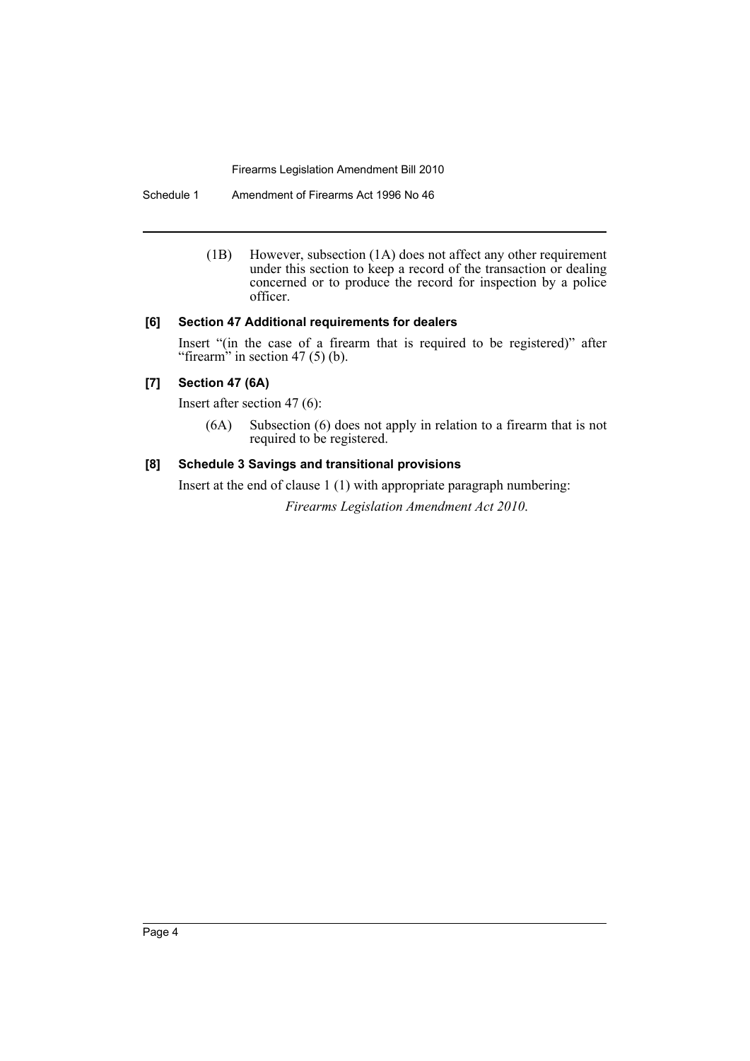(1B) However, subsection (1A) does not affect any other requirement under this section to keep a record of the transaction or dealing concerned or to produce the record for inspection by a police officer.

### [6] Section 47 Additional requirements for dealers

Insert "(in the case of a firearm that is required to be registered)" after "firearm" in section 47 (5) (b).

### [7] Section 47 (6A)

Insert after section 47 (6):

(6A) Subsection (6) does not apply in relation to a firearm that is not required to be registered.

### [8] Schedule 3 Savings and transitional provisions

Insert at the end of clause 1 (1) with appropriate paragraph numbering:

*Firearms Legislation Amendment Act 2010*.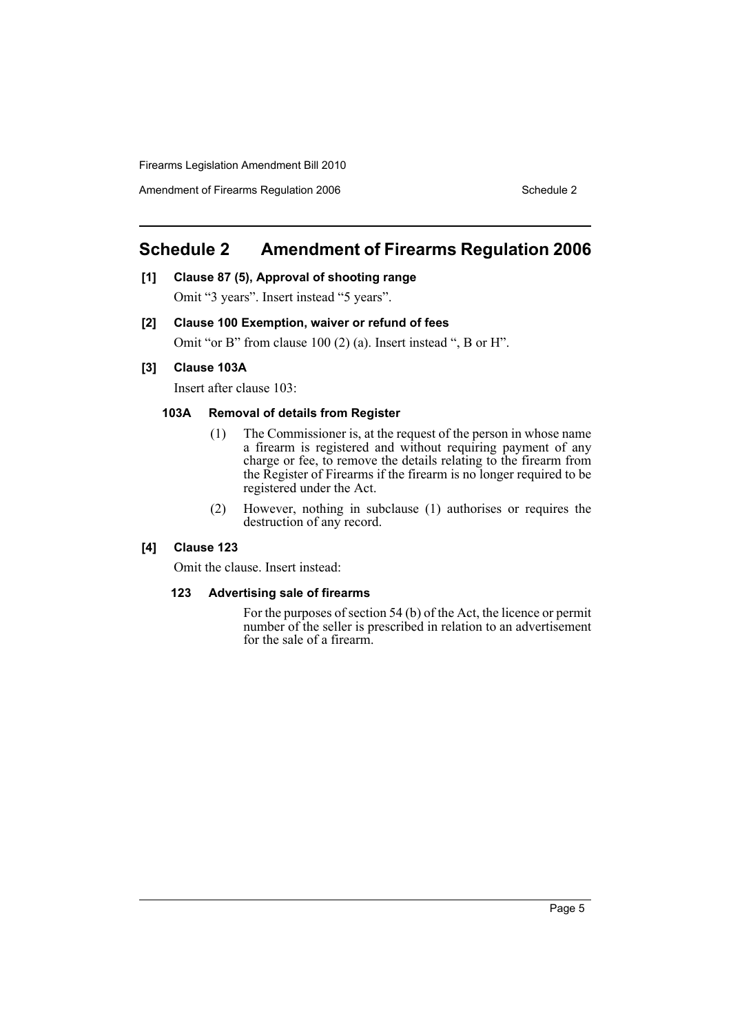# Schedule 2 Amendment of Firearms Regulation 2006

**[1] Clause 87 (5), Approval of shooting range**

Omit "3 years". Insert instead "5 years".

**[2] Clause 100 Exemption, waiver or refund of fees**

Omit "or B" from clause 100 (2) (a). Insert instead ", B or H".

**[3] Clause 103A**

Insert after clause 103:

**103A Removal of details from Register**

(1) The Commissioner is, at the request of the person in whose name a firearm is registered and without requiring payment of any charge or fee, to remove the details relating to the firearm from the Register of Firearms if the firearm is no longer required to be registered under the Act.

(2) However, nothing in subclause (1) authorises or requires the destruction of any record.

**[4] Clause 123**

Omit the clause. Insert instead:

**123 Advertising sale of firearms**

For the purposes of section 54 (b) of the Act, the licence or permit number of the seller is prescribed in relation to an advertisement for the sale of a firearm.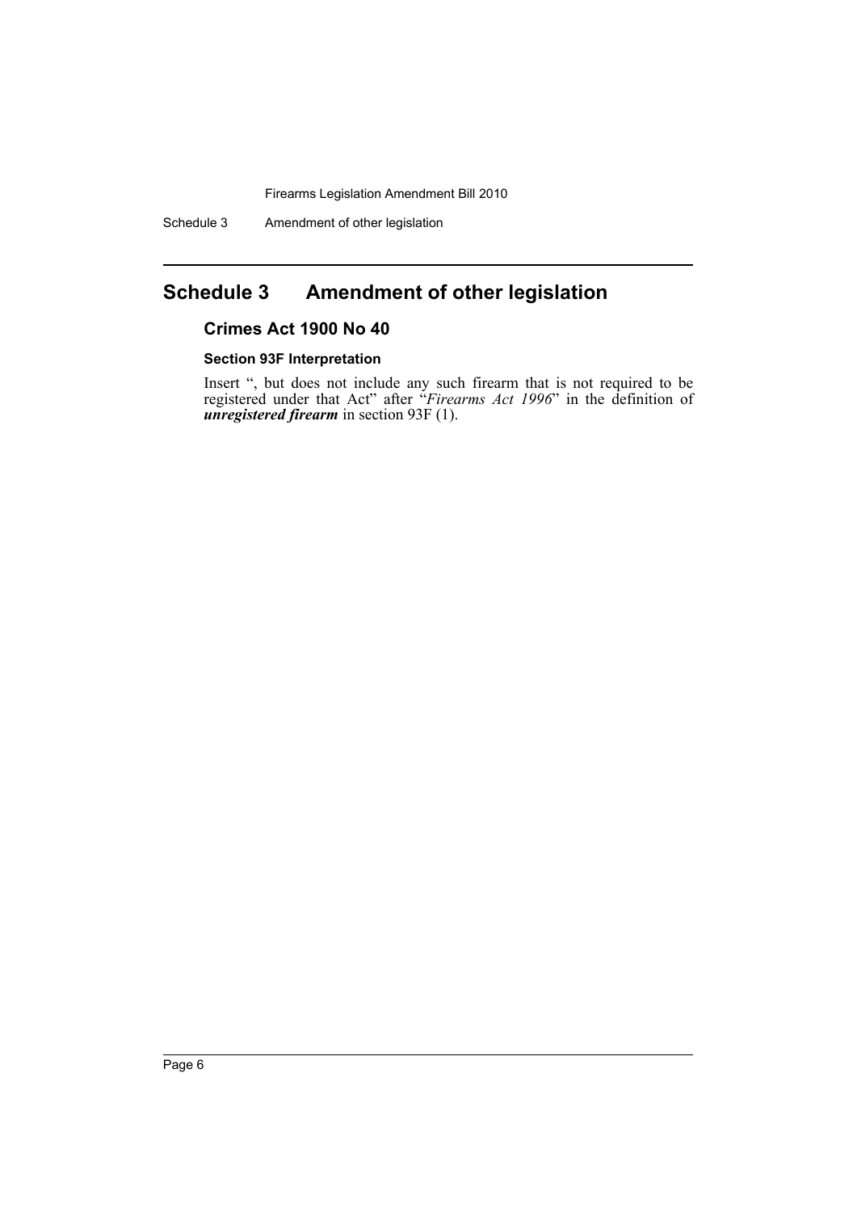# Schedule 3 Amendment of other legislation

## Crimes Act 1900 No 40

### Section 93F Interpretation

Insert ", but does not include any such firearm that is not required to be registered under that Act" after "*Firearms Act 1996*" in the definition of ***unregistered firearm*** in section 93F (1).